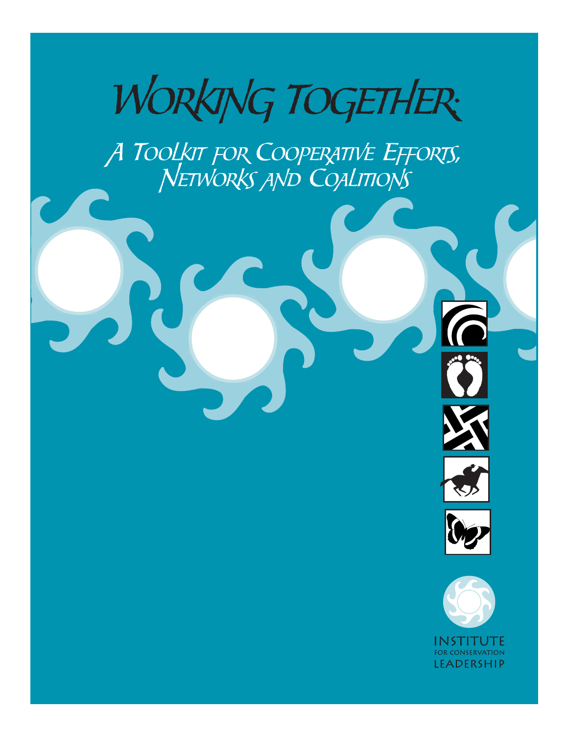# Working Together:

## A Toolkit for Cooperative Efforts, Networks and Coalitions

INSTITUTE FOR CONSERVATION LEADERSHIP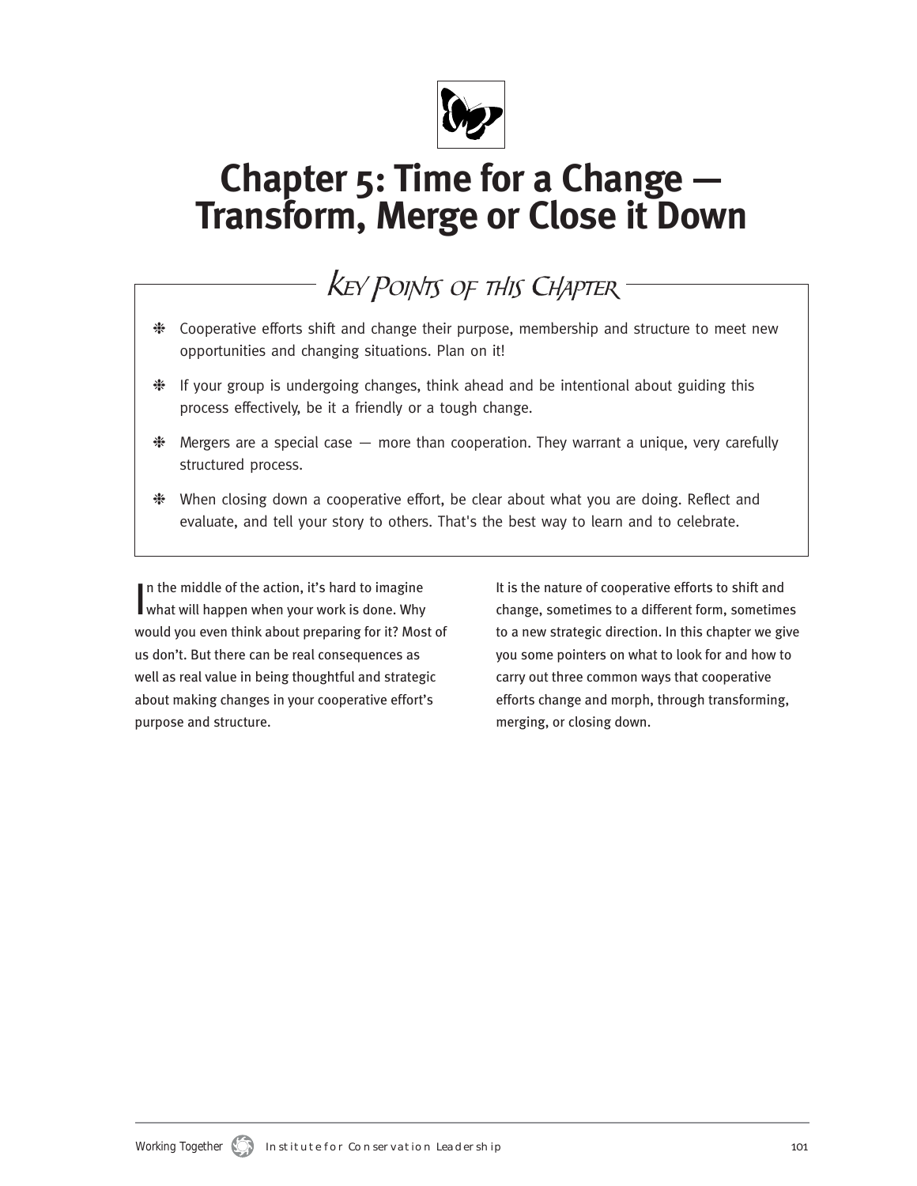# Chapter 5: Time for a Change — Transform, Merge or Close it Down

## Key Points of this Chapter

- Cooperative efforts shift and change their purpose, membership and structure to meet new opportunities and changing situations. Plan on it!
- If your group is undergoing changes, think ahead and be intentional about guiding this process effectively, be it a friendly or a tough change.
- Mergers are a special case — more than cooperation. They warrant a unique, very carefully structured process.
- When closing down a cooperative effort, be clear about what you are doing. Reflect and evaluate, and tell your story to others. That's the best way to learn and to celebrate.

In the middle of the action, it's hard to imagine what will happen when your work is done. Why would you even think about preparing for it? Most of us don't. But there can be real consequences as well as real value in being thoughtful and strategic about making changes in your cooperative effort's purpose and structure.

It is the nature of cooperative efforts to shift and change, sometimes to a different form, sometimes to a new strategic direction. In this chapter we give you some pointers on what to look for and how to carry out three common ways that cooperative efforts change and morph, through transforming, merging, or closing down.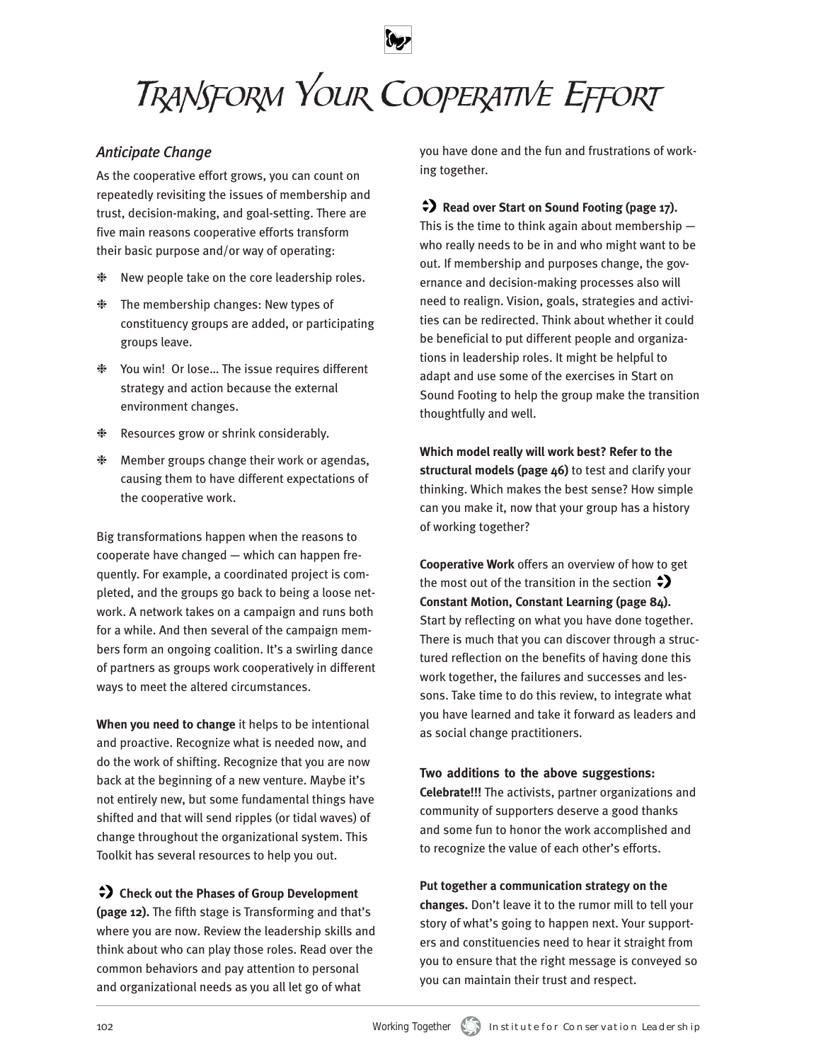# Transform Your Cooperative Effort

### *Anticipate Change*

As the cooperative effort grows, you can count on repeatedly revisiting the issues of membership and trust, decision-making, and goal-setting. There are five main reasons cooperative efforts transform their basic purpose and/or way of operating:

- New people take on the core leadership roles.
- The membership changes: New types of constituency groups are added, or participating groups leave.
- You win! Or lose… The issue requires different strategy and action because the external environment changes.
- Resources grow or shrink considerably.
- Member groups change their work or agendas, causing them to have different expectations of the cooperative work.

Big transformations happen when the reasons to cooperate have changed — which can happen frequently. For example, a coordinated project is completed, and the groups go back to being a loose network. A network takes on a campaign and runs both for a while. And then several of the campaign members form an ongoing coalition. It's a swirling dance of partners as groups work cooperatively in different ways to meet the altered circumstances.

**When you need to change** it helps to be intentional and proactive. Recognize what is needed now, and do the work of shifting. Recognize that you are now back at the beginning of a new venture. Maybe it's not entirely new, but some fundamental things have shifted and that will send ripples (or tidal waves) of change throughout the organizational system. This Toolkit has several resources to help you out.

**Check out the Phases of Group Development (page 12).** The fifth stage is Transforming and that's where you are now. Review the leadership skills and think about who can play those roles. Read over the common behaviors and pay attention to personal and organizational needs as you all let go of what you have done and the fun and frustrations of working together.

**Read over Start on Sound Footing (page 17).** This is the time to think again about membership — who really needs to be in and who might want to be out. If membership and purposes change, the governance and decision-making processes also will need to realign. Vision, goals, strategies and activities can be redirected. Think about whether it could be beneficial to put different people and organizations in leadership roles. It might be helpful to adapt and use some of the exercises in Start on Sound Footing to help the group make the transition thoughtfully and well.

**Which model really will work best? Refer to the structural models (page 46)** to test and clarify your thinking. Which makes the best sense? How simple can you make it, now that your group has a history of working together?

**Cooperative Work** offers an overview of how to get the most out of the transition in the section **Constant Motion, Constant Learning (page 84).** Start by reflecting on what you have done together. There is much that you can discover through a structured reflection on the benefits of having done this work together, the failures and successes and lessons. Take time to do this review, to integrate what you have learned and take it forward as leaders and as social change practitioners.

**Two additions to the above suggestions:**

**Celebrate!!!** The activists, partner organizations and community of supporters deserve a good thanks and some fun to honor the work accomplished and to recognize the value of each other's efforts.

**Put together a communication strategy on the changes.** Don't leave it to the rumor mill to tell your story of what's going to happen next. Your supporters and constituencies need to hear it straight from you to ensure that the right message is conveyed so you can maintain their trust and respect.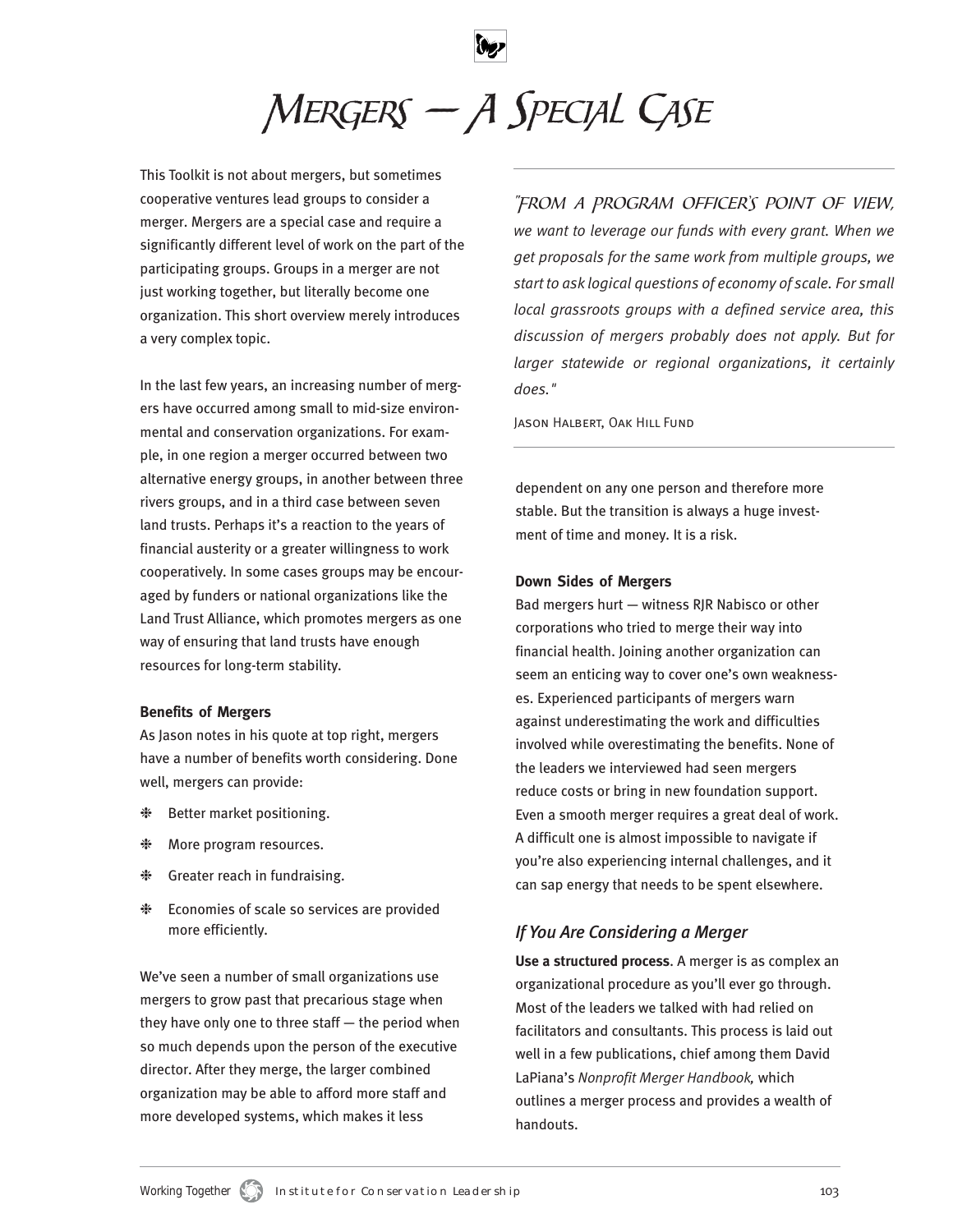# Mergers — A Special Case

This Toolkit is not about mergers, but sometimes cooperative ventures lead groups to consider a merger. Mergers are a special case and require a significantly different level of work on the part of the participating groups. Groups in a merger are not just working together, but literally become one organization. This short overview merely introduces a very complex topic.

In the last few years, an increasing number of mergers have occurred among small to mid-size environmental and conservation organizations. For example, in one region a merger occurred between two alternative energy groups, in another between three rivers groups, and in a third case between seven land trusts. Perhaps it's a reaction to the years of financial austerity or a greater willingness to work cooperatively. In some cases groups may be encouraged by funders or national organizations like the Land Trust Alliance, which promotes mergers as one way of ensuring that land trusts have enough resources for long-term stability.

> *"From a program officer's point of view, we want to leverage our funds with every grant. When we get proposals for the same work from multiple groups, we start to ask logical questions of economy of scale. For small local grassroots groups with a defined service area, this discussion of mergers probably does not apply. But for larger statewide or regional organizations, it certainly does."*
>
> Jason Halbert, Oak Hill Fund

**Benefits of Mergers**

As Jason notes in his quote at top right, mergers have a number of benefits worth considering. Done well, mergers can provide:

- Better market positioning.
- More program resources.
- Greater reach in fundraising.
- Economies of scale so services are provided more efficiently.

We've seen a number of small organizations use mergers to grow past that precarious stage when they have only one to three staff — the period when so much depends upon the person of the executive director. After they merge, the larger combined organization may be able to afford more staff and more developed systems, which makes it less dependent on any one person and therefore more stable. But the transition is always a huge investment of time and money. It is a risk.

**Down Sides of Mergers**

Bad mergers hurt — witness RJR Nabisco or other corporations who tried to merge their way into financial health. Joining another organization can seem an enticing way to cover one's own weaknesses. Experienced participants of mergers warn against underestimating the work and difficulties involved while overestimating the benefits. None of the leaders we interviewed had seen mergers reduce costs or bring in new foundation support. Even a smooth merger requires a great deal of work. A difficult one is almost impossible to navigate if you're also experiencing internal challenges, and it can sap energy that needs to be spent elsewhere.

## *If You Are Considering a Merger*

**Use a structured process**. A merger is as complex an organizational procedure as you'll ever go through. Most of the leaders we talked with had relied on facilitators and consultants. This process is laid out well in a few publications, chief among them David LaPiana's *Nonprofit Merger Handbook,* which outlines a merger process and provides a wealth of handouts.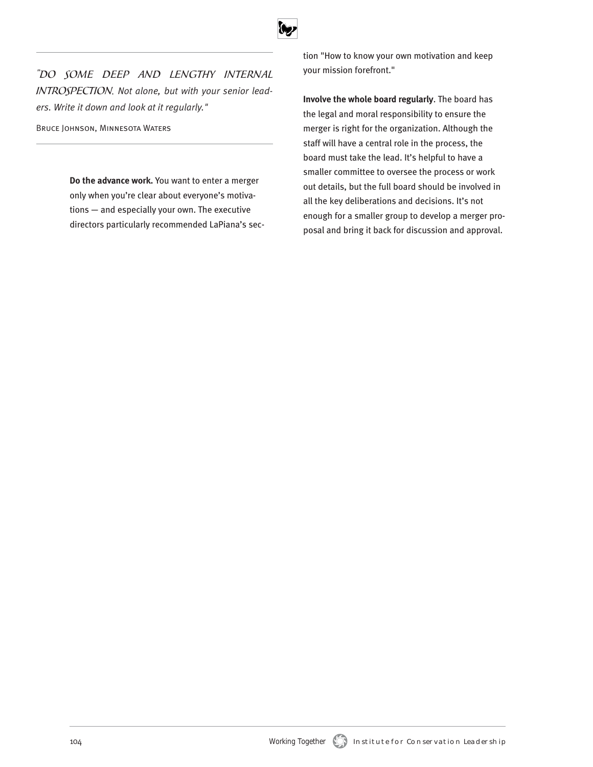*"DO SOME DEEP AND LENGTHY INTERNAL INTROSPECTION. Not alone, but with your senior leaders. Write it down and look at it regularly."*

BRUCE JOHNSON, MINNESOTA WATERS

**Do the advance work.** You want to enter a merger only when you're clear about everyone's motivations — and especially your own. The executive directors particularly recommended LaPiana's section "How to know your own motivation and keep your mission forefront."

**Involve the whole board regularly**. The board has the legal and moral responsibility to ensure the merger is right for the organization. Although the staff will have a central role in the process, the board must take the lead. It's helpful to have a smaller committee to oversee the process or work out details, but the full board should be involved in all the key deliberations and decisions. It's not enough for a smaller group to develop a merger proposal and bring it back for discussion and approval.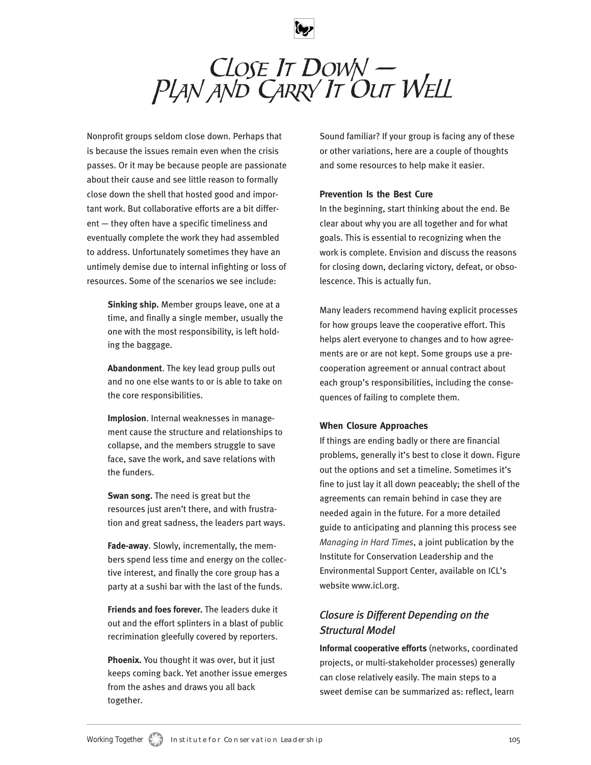# Close It Down — Plan and Carry It Out Well

Nonprofit groups seldom close down. Perhaps that is because the issues remain even when the crisis passes. Or it may be because people are passionate about their cause and see little reason to formally close down the shell that hosted good and important work. But collaborative efforts are a bit different — they often have a specific timeliness and eventually complete the work they had assembled to address. Unfortunately sometimes they have an untimely demise due to internal infighting or loss of resources. Some of the scenarios we see include:

> **Sinking ship.** Member groups leave, one at a time, and finally a single member, usually the one with the most responsibility, is left holding the baggage.
>
> **Abandonment**. The key lead group pulls out and no one else wants to or is able to take on the core responsibilities.
>
> **Implosion**. Internal weaknesses in management cause the structure and relationships to collapse, and the members struggle to save face, save the work, and save relations with the funders.
>
> **Swan song.** The need is great but the resources just aren't there, and with frustration and great sadness, the leaders part ways.
>
> **Fade-away**. Slowly, incrementally, the members spend less time and energy on the collective interest, and finally the core group has a party at a sushi bar with the last of the funds.
>
> **Friends and foes forever.** The leaders duke it out and the effort splinters in a blast of public recrimination gleefully covered by reporters.
>
> **Phoenix.** You thought it was over, but it just keeps coming back. Yet another issue emerges from the ashes and draws you all back together.

Sound familiar? If your group is facing any of these or other variations, here are a couple of thoughts and some resources to help make it easier.

**Prevention Is the Best Cure**

In the beginning, start thinking about the end. Be clear about why you are all together and for what goals. This is essential to recognizing when the work is complete. Envision and discuss the reasons for closing down, declaring victory, defeat, or obsolescence. This is actually fun.

Many leaders recommend having explicit processes for how groups leave the cooperative effort. This helps alert everyone to changes and to how agreements are or are not kept. Some groups use a pre-cooperation agreement or annual contract about each group's responsibilities, including the consequences of failing to complete them.

**When Closure Approaches**

If things are ending badly or there are financial problems, generally it's best to close it down. Figure out the options and set a timeline. Sometimes it's fine to just lay it all down peaceably; the shell of the agreements can remain behind in case they are needed again in the future. For a more detailed guide to anticipating and planning this process see *Managing in Hard Times*, a joint publication by the Institute for Conservation Leadership and the Environmental Support Center, available on ICL's website www.icl.org.

## *Closure is Different Depending on the Structural Model*

**Informal cooperative efforts** (networks, coordinated projects, or multi-stakeholder processes) generally can close relatively easily. The main steps to a sweet demise can be summarized as: reflect, learn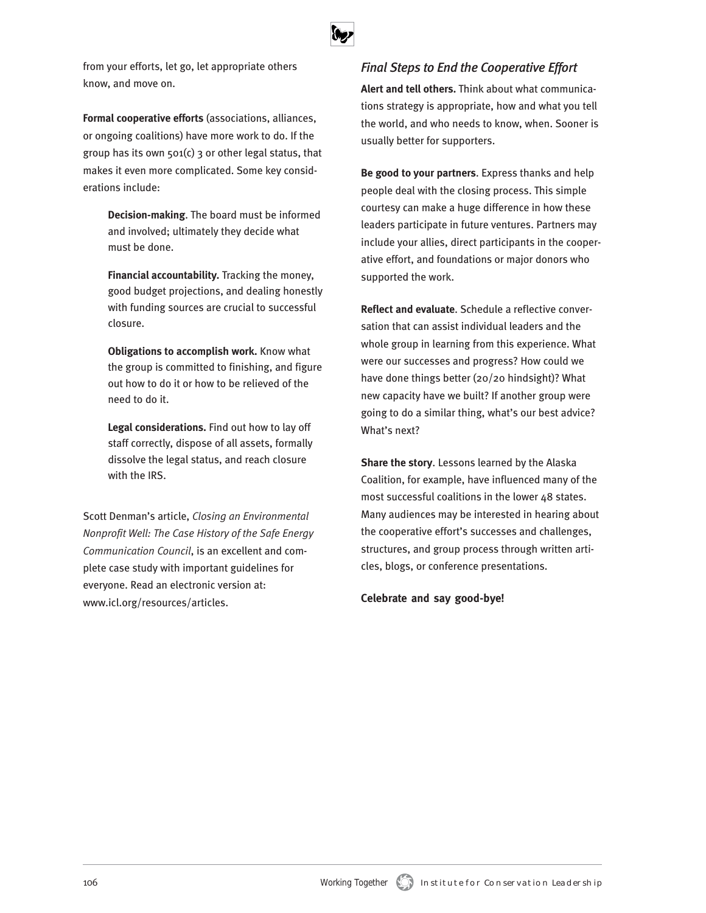from your efforts, let go, let appropriate others know, and move on.

**Formal cooperative efforts** (associations, alliances, or ongoing coalitions) have more work to do. If the group has its own 501(c) 3 or other legal status, that makes it even more complicated. Some key considerations include:

> **Decision-making**. The board must be informed and involved; ultimately they decide what must be done.
>
> **Financial accountability.** Tracking the money, good budget projections, and dealing honestly with funding sources are crucial to successful closure.
>
> **Obligations to accomplish work.** Know what the group is committed to finishing, and figure out how to do it or how to be relieved of the need to do it.
>
> **Legal considerations.** Find out how to lay off staff correctly, dispose of all assets, formally dissolve the legal status, and reach closure with the IRS.

Scott Denman's article, *Closing an Environmental Nonprofit Well: The Case History of the Safe Energy Communication Council*, is an excellent and complete case study with important guidelines for everyone. Read an electronic version at: www.icl.org/resources/articles.

### *Final Steps to End the Cooperative Effort*

**Alert and tell others.** Think about what communications strategy is appropriate, how and what you tell the world, and who needs to know, when. Sooner is usually better for supporters.

**Be good to your partners**. Express thanks and help people deal with the closing process. This simple courtesy can make a huge difference in how these leaders participate in future ventures. Partners may include your allies, direct participants in the cooperative effort, and foundations or major donors who supported the work.

**Reflect and evaluate**. Schedule a reflective conversation that can assist individual leaders and the whole group in learning from this experience. What were our successes and progress? How could we have done things better (20/20 hindsight)? What new capacity have we built? If another group were going to do a similar thing, what's our best advice? What's next?

**Share the story**. Lessons learned by the Alaska Coalition, for example, have influenced many of the most successful coalitions in the lower 48 states. Many audiences may be interested in hearing about the cooperative effort's successes and challenges, structures, and group process through written articles, blogs, or conference presentations.

**Celebrate and say good-bye!**